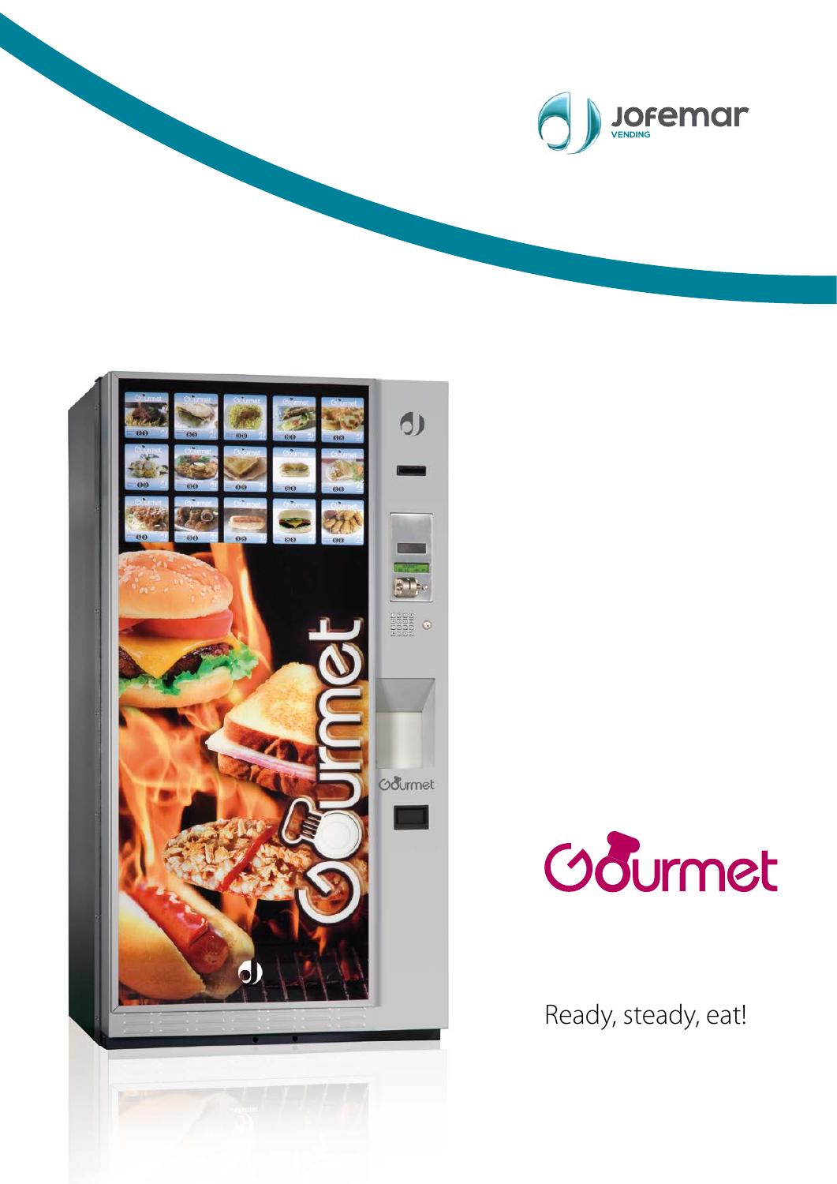JOFEMAR VENDING

# Gourmet

Ready, steady, eat!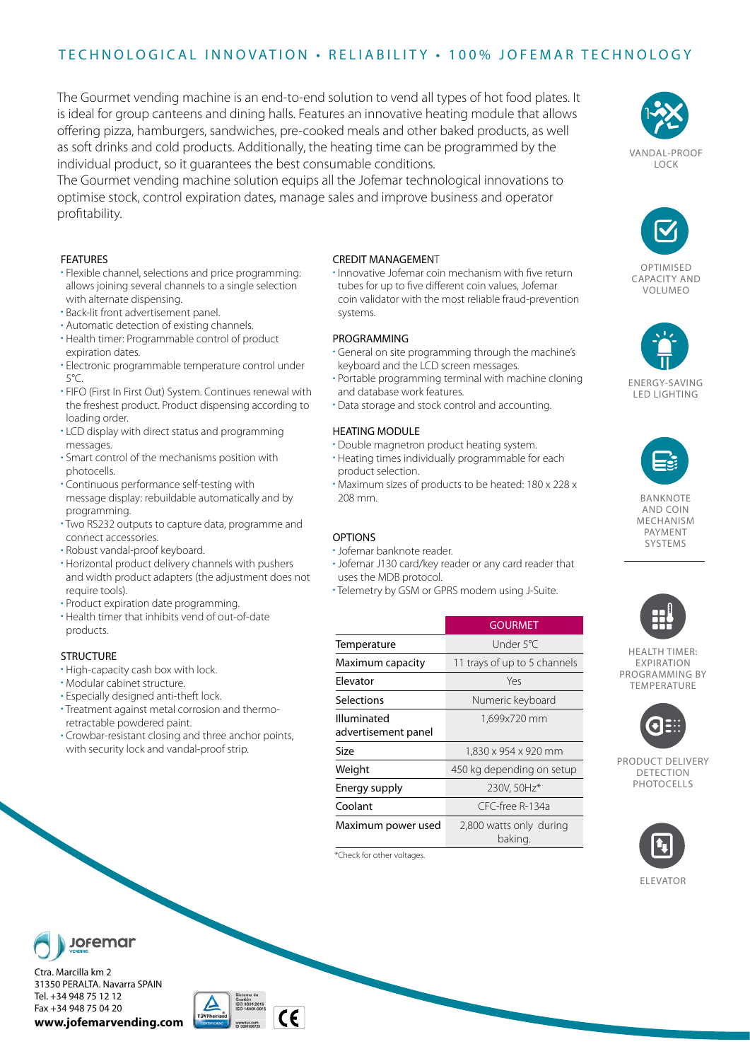TECHNOLOGICAL INNOVATION • RELIABILITY • 100% JOFEMAR TECHNOLOGY

The Gourmet vending machine is an end-to-end solution to vend all types of hot food plates. It is ideal for group canteens and dining halls. Features an innovative heating module that allows offering pizza, hamburgers, sandwiches, pre-cooked meals and other baked products, as well as soft drinks and cold products. Additionally, the heating time can be programmed by the individual product, so it guarantees the best consumable conditions.
The Gourmet vending machine solution equips all the Jofemar technological innovations to optimise stock, control expiration dates, manage sales and improve business and operator profitability.

## FEATURES

- Flexible channel, selections and price programming: allows joining several channels to a single selection with alternate dispensing.
- Back-lit front advertisement panel.
- Automatic detection of existing channels.
- Health timer: Programmable control of product expiration dates.
- Electronic programmable temperature control under 5ºC.
- FIFO (First In First Out) System. Continues renewal with the freshest product. Product dispensing according to loading order.
- LCD display with direct status and programming messages.
- Smart control of the mechanisms position with photocells.
- Continuous performance self-testing with message display: rebuildable automatically and by programming.
- Two RS232 outputs to capture data, programme and connect accessories.
- Robust vandal-proof keyboard.
- Horizontal product delivery channels with pushers and width product adapters (the adjustment does not require tools).
- Product expiration date programming.
- Health timer that inhibits vend of out-of-date products.

## STRUCTURE

- High-capacity cash box with lock.
- Modular cabinet structure.
- Especially designed anti-theft lock.
- Treatment against metal corrosion and thermo-retractable powdered paint.
- Crowbar-resistant closing and three anchor points, with security lock and vandal-proof strip.

## CREDIT MANAGEMENT

- Innovative Jofemar coin mechanism with five return tubes for up to five different coin values, Jofemar coin validator with the most reliable fraud-prevention systems.

## PROGRAMMING

- General on site programming through the machine's keyboard and the LCD screen messages.
- Portable programming terminal with machine cloning and database work features.
- Data storage and stock control and accounting.

## HEATING MODULE

- Double magnetron product heating system.
- Heating times individually programmable for each product selection.
- Maximum sizes of products to be heated: 180 x 228 x 208 mm.

## OPTIONS

- Jofemar banknote reader.
- Jofemar J130 card/key reader or any card reader that uses the MDB protocol.
- Telemetry by GSM or GPRS modem using J-Suite.

| | GOURMET |
|---|---|
| Temperature | Under 5ºC |
| Maximum capacity | 11 trays of up to 5 channels |
| Elevator | Yes |
| Selections | Numeric keyboard |
| Illuminated advertisement panel | 1,699x720 mm |
| Size | 1,830 x 954 x 920 mm |
| Weight | 450 kg depending on setup |
| Energy supply | 230V, 50Hz* |
| Coolant | CFC-free R-134a |
| Maximum power used | 2,800 watts only during baking. |

*Check for other voltages.

VANDAL-PROOF LOCK

OPTIMISED CAPACITY AND VOLUMEO

ENERGY-SAVING LED LIGHTING

BANKNOTE AND COIN MECHANISM PAYMENT SYSTEMS

HEALTH TIMER: EXPIRATION PROGRAMMING BY TEMPERATURE

PRODUCT DELIVERY DETECTION PHOTOCELLS

ELEVATOR

Jofemar

Ctra. Marcilla km 2
31350 PERALTA. Navarra SPAIN
Tel. +34 948 75 12 12
Fax +34 948 75 04 20
**www.jofemarvending.com**